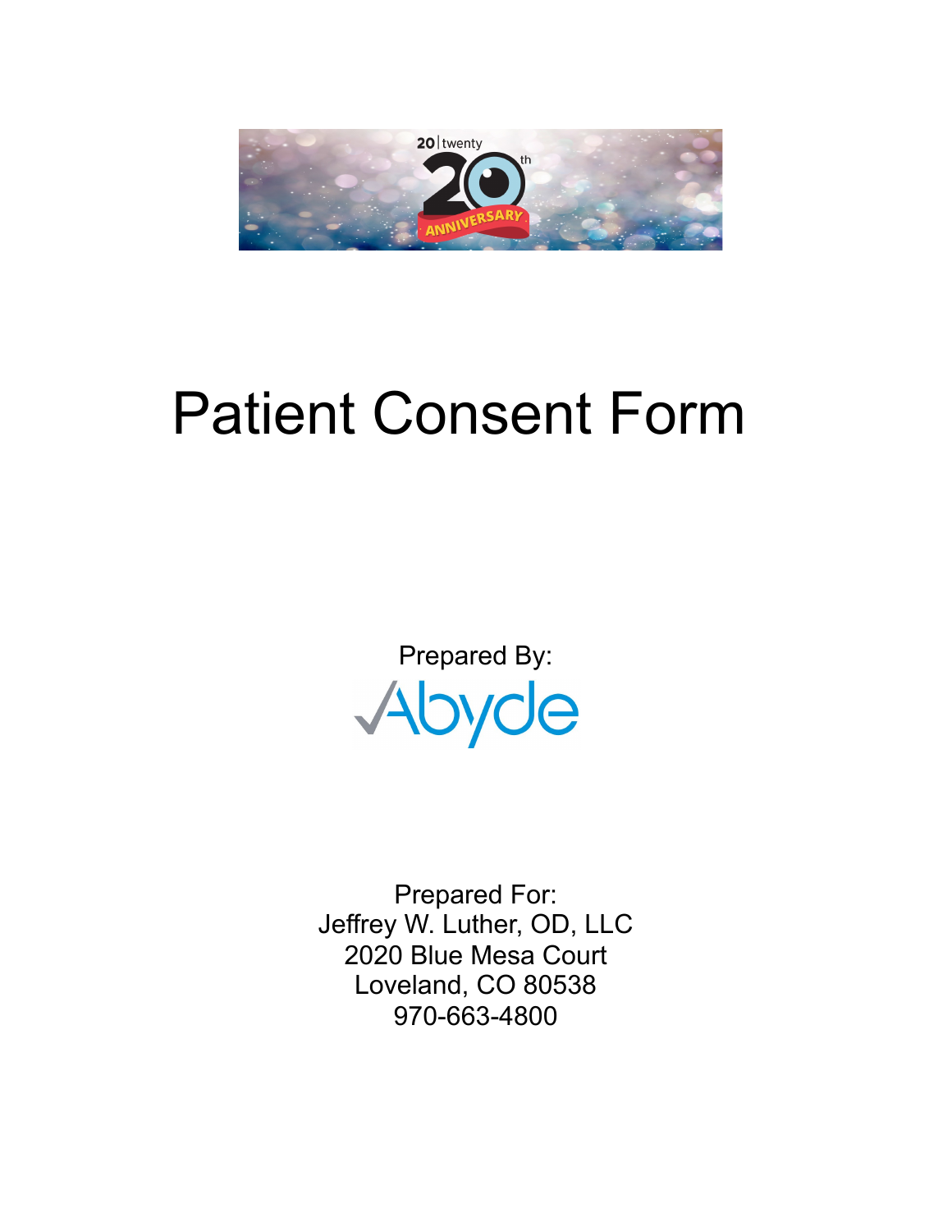# Patient Consent Form

Prepared By:

Abyde

Prepared For:
Jeffrey W. Luther, OD, LLC
2020 Blue Mesa Court
Loveland, CO 80538
970-663-4800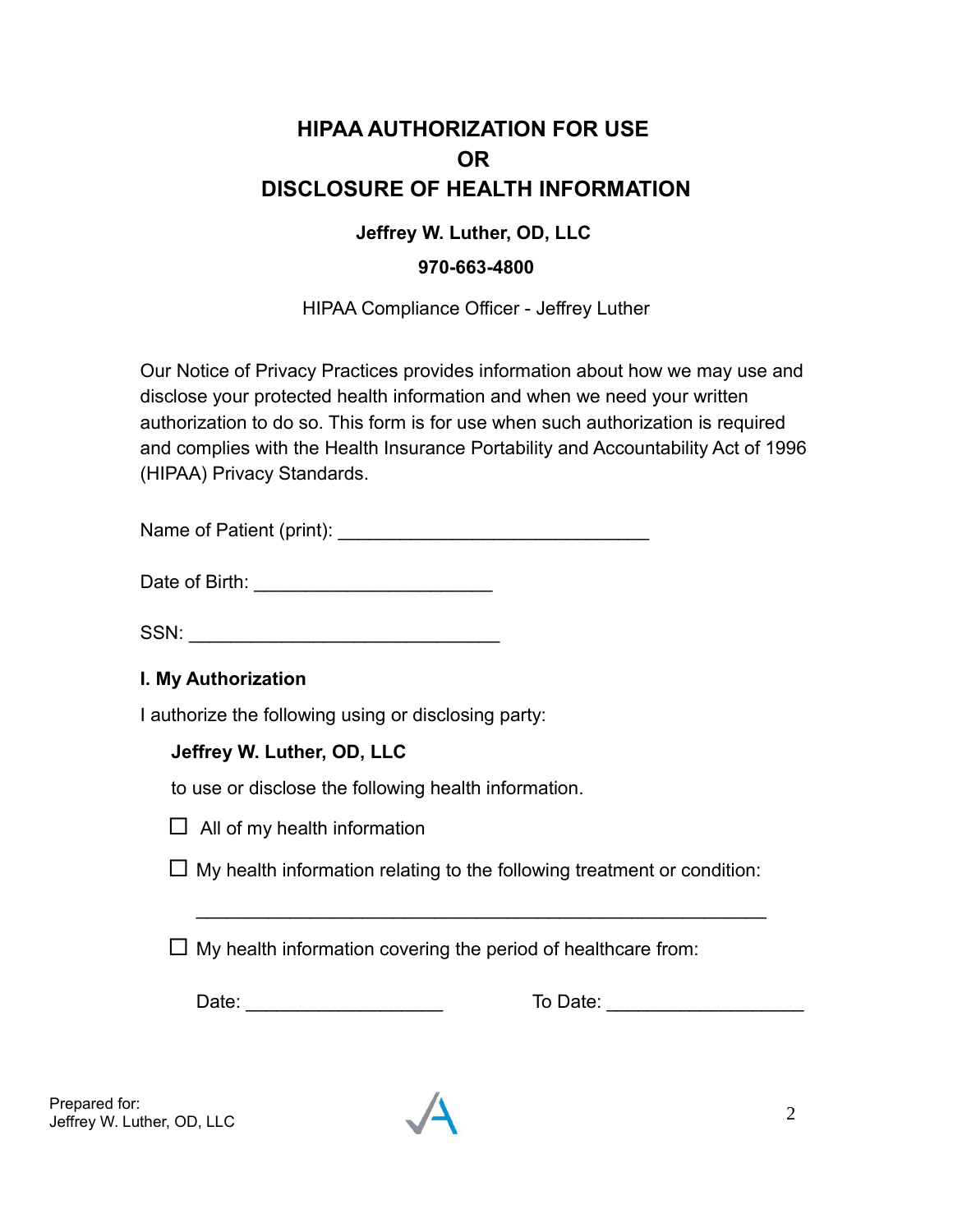# HIPAA AUTHORIZATION FOR USE OR DISCLOSURE OF HEALTH INFORMATION

**Jeffrey W. Luther, OD, LLC**

**970-663-4800**

HIPAA Compliance Officer - Jeffrey Luther

Our Notice of Privacy Practices provides information about how we may use and disclose your protected health information and when we need your written authorization to do so. This form is for use when such authorization is required and complies with the Health Insurance Portability and Accountability Act of 1996 (HIPAA) Privacy Standards.

Name of Patient (print): ______________________________

Date of Birth: _______________________

SSN: ______________________________

### I. My Authorization

I authorize the following using or disclosing party:

**Jeffrey W. Luther, OD, LLC**

to use or disclose the following health information.

- ☐ All of my health information
- ☐ My health information relating to the following treatment or condition:

  _______________________________________________________

- ☐ My health information covering the period of healthcare from:

  Date: ___________________ To Date: ___________________

Prepared for:
Jeffrey W. Luther, OD, LLC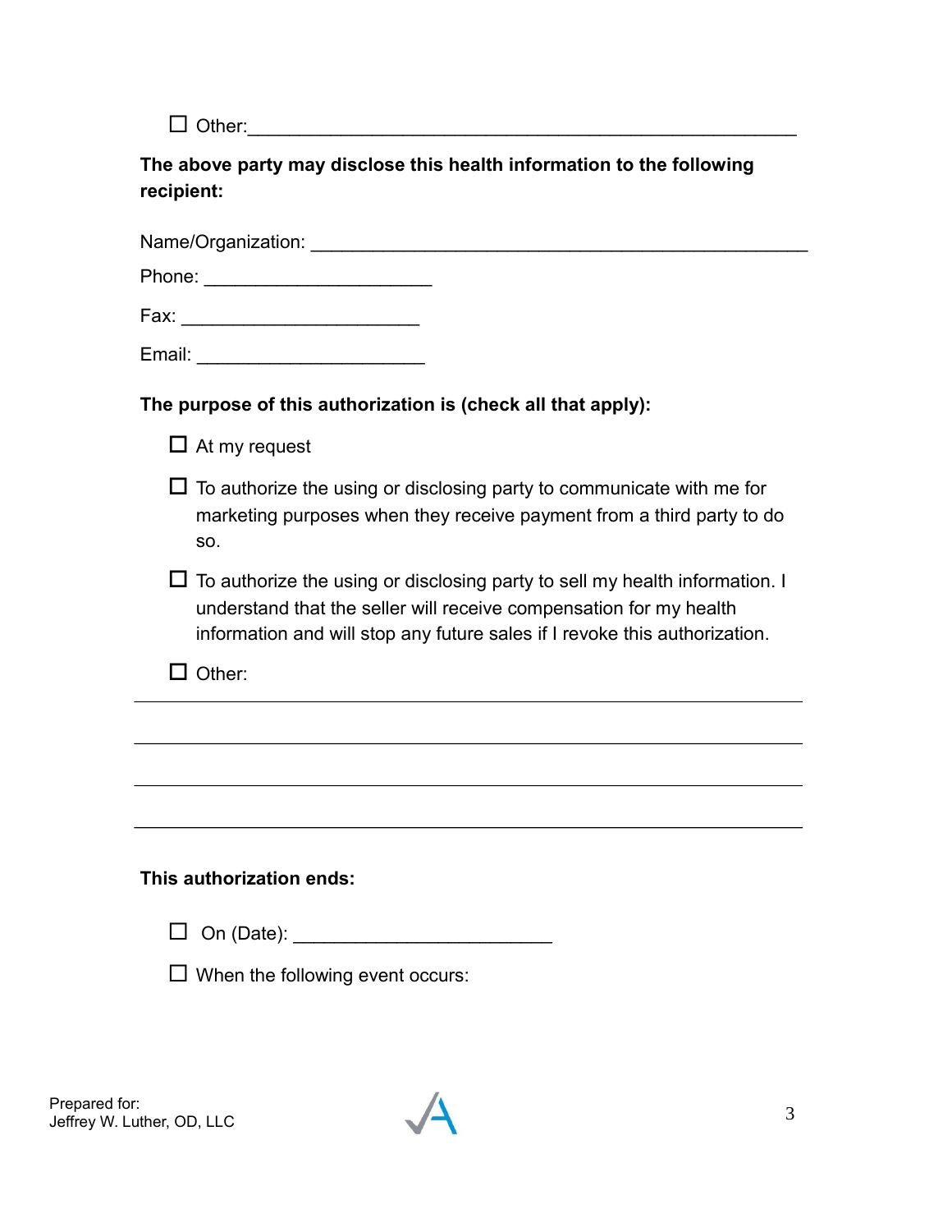☐ Other:______________________________________________________

**The above party may disclose this health information to the following recipient:**

Name/Organization: _________________________________________________

Phone: ______________________

Fax: _______________________

Email: ______________________

**The purpose of this authorization is (check all that apply):**

☐ At my request

☐ To authorize the using or disclosing party to communicate with me for marketing purposes when they receive payment from a third party to do so.

☐ To authorize the using or disclosing party to sell my health information. I understand that the seller will receive compensation for my health information and will stop any future sales if I revoke this authorization.

☐ Other:

_________________________________________________________________

_________________________________________________________________

_________________________________________________________________

_________________________________________________________________

**This authorization ends:**

☐ On (Date): _________________________

☐ When the following event occurs:

Prepared for:
Jeffrey W. Luther, OD, LLC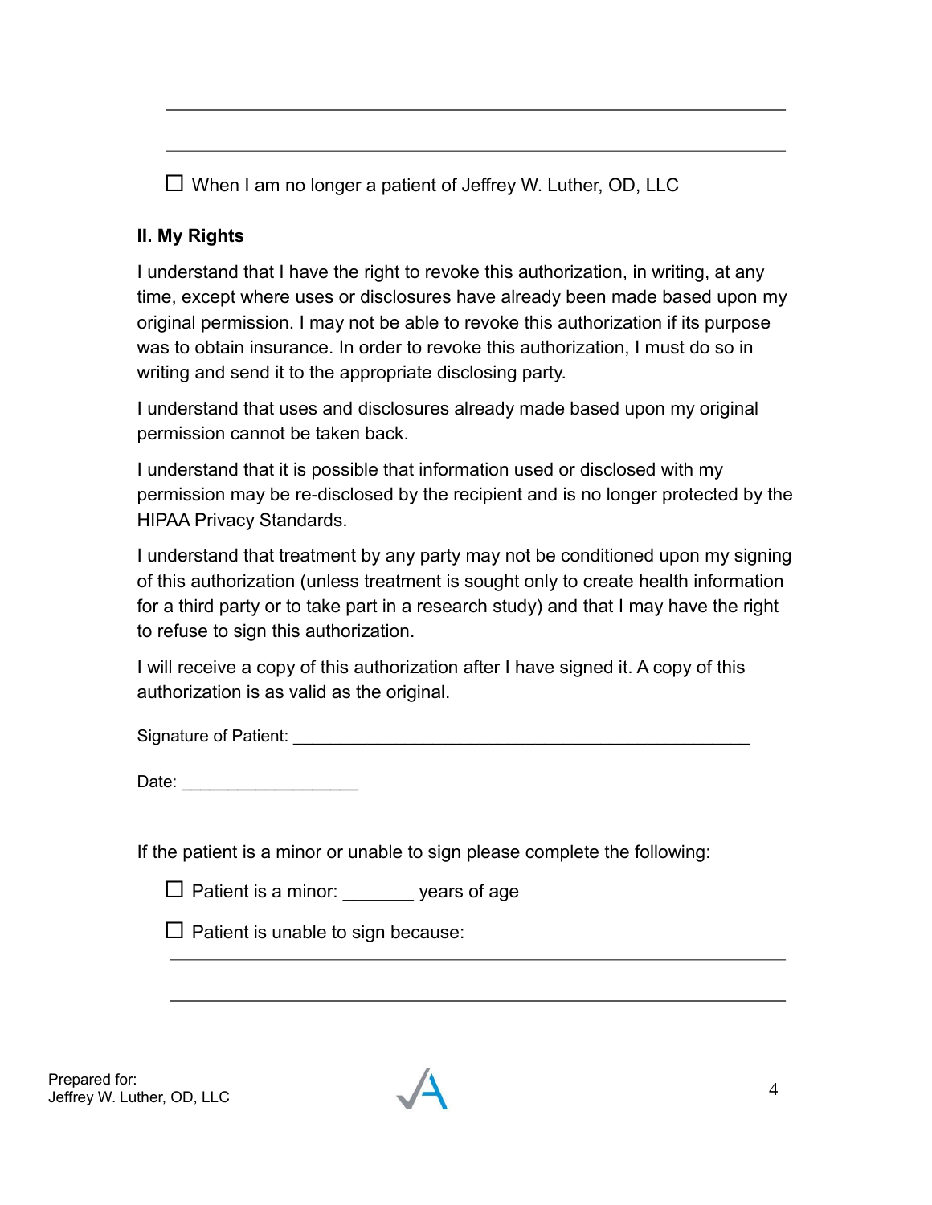\_\_\_\_\_\_\_\_\_\_\_\_\_\_\_\_\_\_\_\_\_\_\_\_\_\_\_\_\_\_\_\_\_\_\_\_\_\_\_\_\_\_\_\_\_\_\_\_\_\_\_\_\_\_\_\_\_\_\_\_

\_\_\_\_\_\_\_\_\_\_\_\_\_\_\_\_\_\_\_\_\_\_\_\_\_\_\_\_\_\_\_\_\_\_\_\_\_\_\_\_\_\_\_\_\_\_\_\_\_\_\_\_\_\_\_\_\_\_\_\_

☐ When I am no longer a patient of Jeffrey W. Luther, OD, LLC

**II. My Rights**

I understand that I have the right to revoke this authorization, in writing, at any time, except where uses or disclosures have already been made based upon my original permission. I may not be able to revoke this authorization if its purpose was to obtain insurance. In order to revoke this authorization, I must do so in writing and send it to the appropriate disclosing party.

I understand that uses and disclosures already made based upon my original permission cannot be taken back.

I understand that it is possible that information used or disclosed with my permission may be re-disclosed by the recipient and is no longer protected by the HIPAA Privacy Standards.

I understand that treatment by any party may not be conditioned upon my signing of this authorization (unless treatment is sought only to create health information for a third party or to take part in a research study) and that I may have the right to refuse to sign this authorization.

I will receive a copy of this authorization after I have signed it. A copy of this authorization is as valid as the original.

Signature of Patient: \_\_\_\_\_\_\_\_\_\_\_\_\_\_\_\_\_\_\_\_\_\_\_\_\_\_\_\_\_\_\_\_\_\_\_\_\_\_\_\_\_\_\_\_\_\_

Date: \_\_\_\_\_\_\_\_\_\_\_\_\_\_\_\_\_\_

If the patient is a minor or unable to sign please complete the following:

☐ Patient is a minor: \_\_\_\_\_\_\_ years of age

☐ Patient is unable to sign because:

\_\_\_\_\_\_\_\_\_\_\_\_\_\_\_\_\_\_\_\_\_\_\_\_\_\_\_\_\_\_\_\_\_\_\_\_\_\_\_\_\_\_\_\_\_\_\_\_\_\_\_\_\_\_\_\_\_\_\_\_

\_\_\_\_\_\_\_\_\_\_\_\_\_\_\_\_\_\_\_\_\_\_\_\_\_\_\_\_\_\_\_\_\_\_\_\_\_\_\_\_\_\_\_\_\_\_\_\_\_\_\_\_\_\_\_\_\_\_\_\_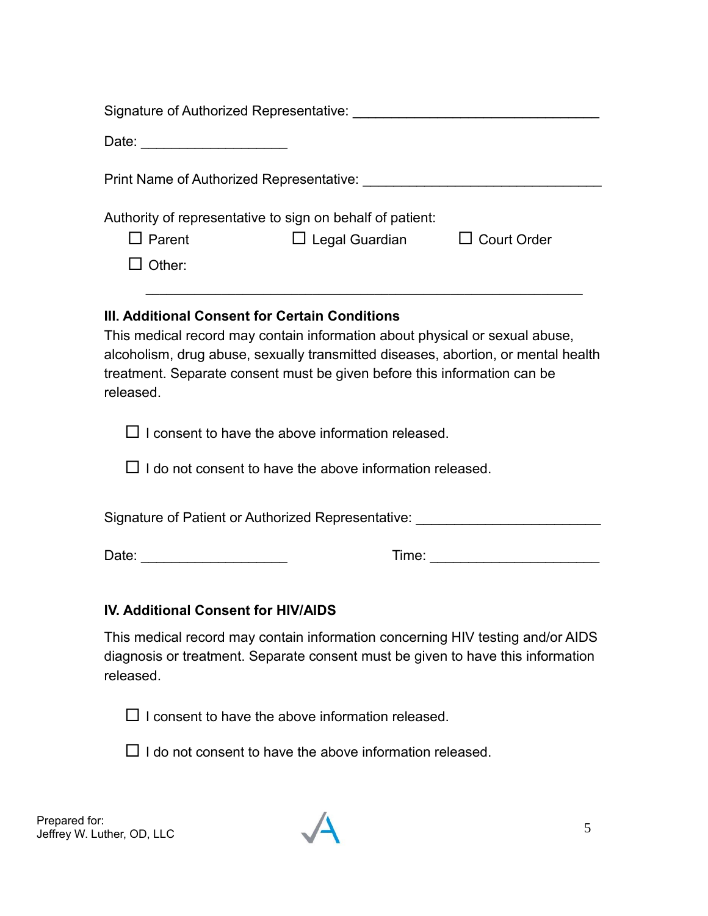Signature of Authorized Representative: ________________________________

Date: ___________________

Print Name of Authorized Representative: _______________________________

Authority of representative to sign on behalf of patient:

☐ Parent ☐ Legal Guardian ☐ Court Order

☐ Other:

_________________________________________________________

### III. Additional Consent for Certain Conditions

This medical record may contain information about physical or sexual abuse, alcoholism, drug abuse, sexually transmitted diseases, abortion, or mental health treatment. Separate consent must be given before this information can be released.

☐ I consent to have the above information released.

☐ I do not consent to have the above information released.

Signature of Patient or Authorized Representative: ________________________

Date: ___________________ Time: ______________________

### IV. Additional Consent for HIV/AIDS

This medical record may contain information concerning HIV testing and/or AIDS diagnosis or treatment. Separate consent must be given to have this information released.

☐ I consent to have the above information released.

☐ I do not consent to have the above information released.

Prepared for:
Jeffrey W. Luther, OD, LLC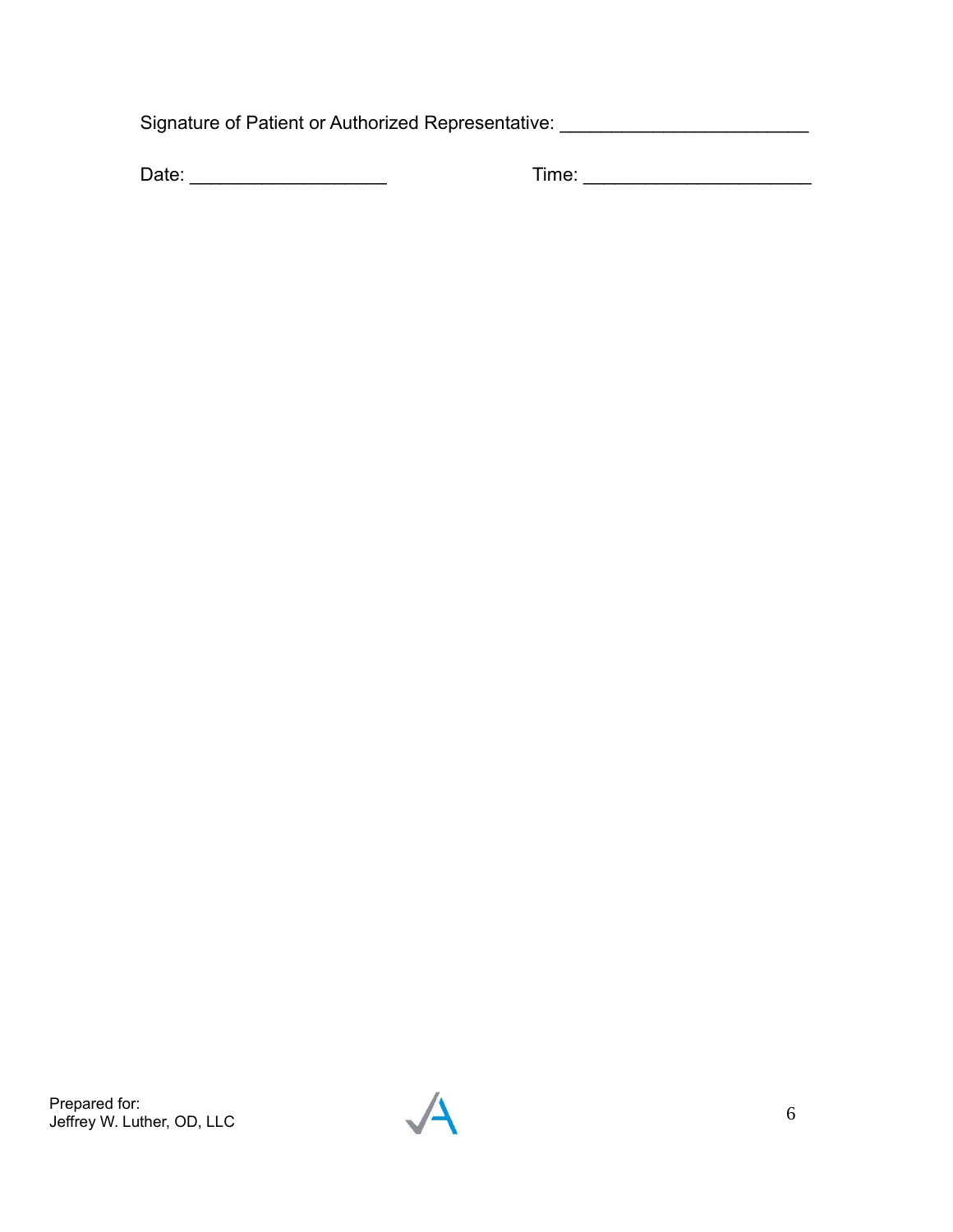Signature of Patient or Authorized Representative: ________________________

Date: ___________________ Time: ______________________